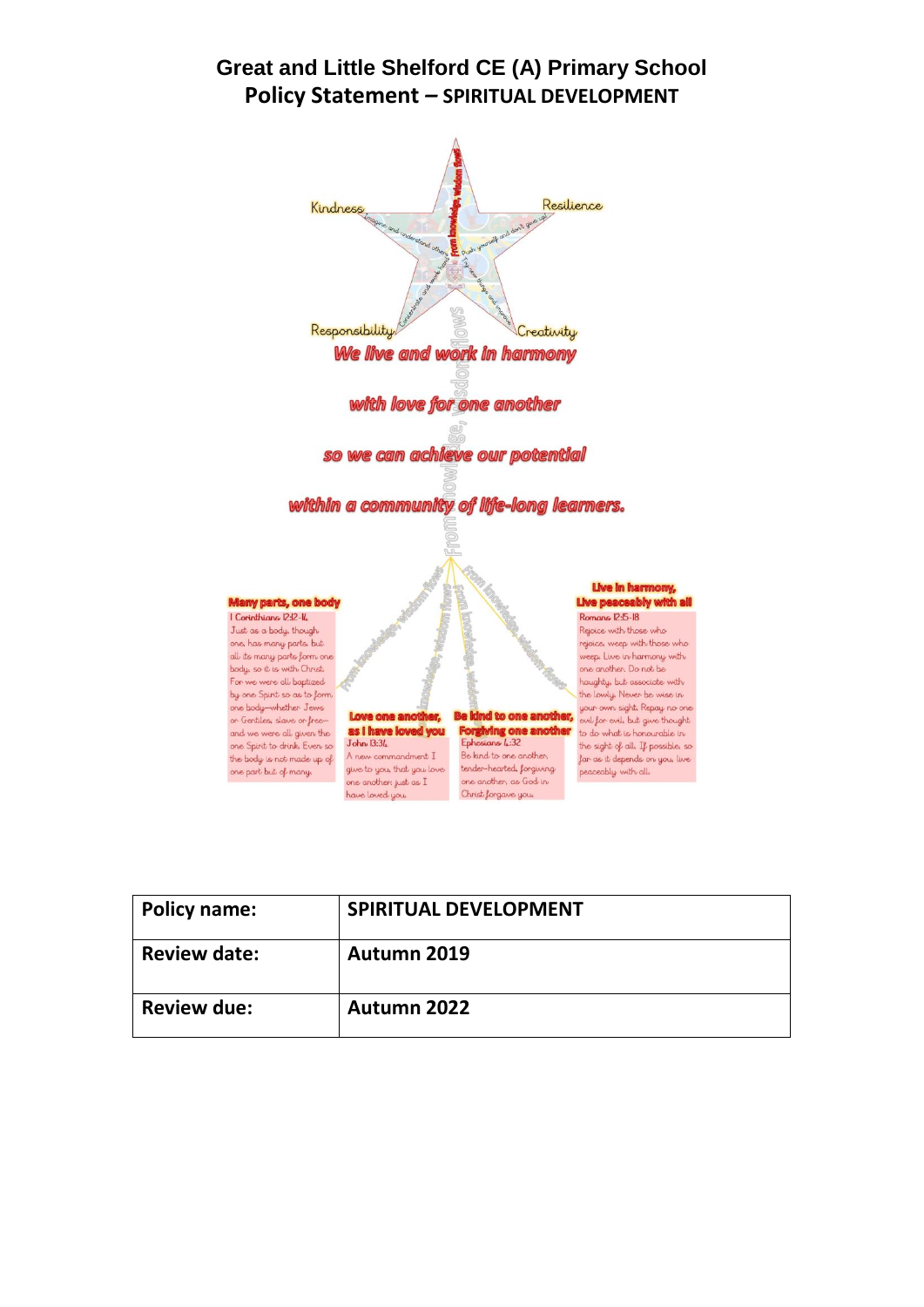# Great and Little Shelford CE (A) Primary School
## Policy Statement – SPIRITUAL DEVELOPMENT

Kindness

Resilience

Responsibility

Creativity

From knowledge, wisdom flows

*We live and work in harmony*

*with love for one another*

*so we can achieve our potential*

*within a community of life-long learners.*

**Many parts, one body**
1 Corinthians 12:12-14
Just as a body, though one, has many parts, but all its many parts form one body, so it is with Christ. For we were all baptized by one Spirit so as to form one body—whether Jews or Gentiles, slave or free—and we were all given the one Spirit to drink. Even so the body is not made up of one part but of many.

**Love one another, as I have loved you**
John 13:34
A new commandment I give to you, that you love one another: just as I have loved you.

**Be kind to one another, Forgiving one another**
Ephesians 4:32
Be kind to one another, tender-hearted, forgiving one another, as God in Christ forgave you.

**Live in harmony, Live peaceably with all**
Romans 12:15-18
Rejoice with those who rejoice, weep with those who weep. Live in harmony with one another. Do not be haughty, but associate with the lowly. Never be wise in your own sight. Repay no one evil for evil, but give thought to do what is honourable in the sight of all. If possible, so far as it depends on you, live peaceably with all.

| Policy name: | SPIRITUAL DEVELOPMENT |
|---|---|
| Review date: | Autumn 2019 |
| Review due: | Autumn 2022 |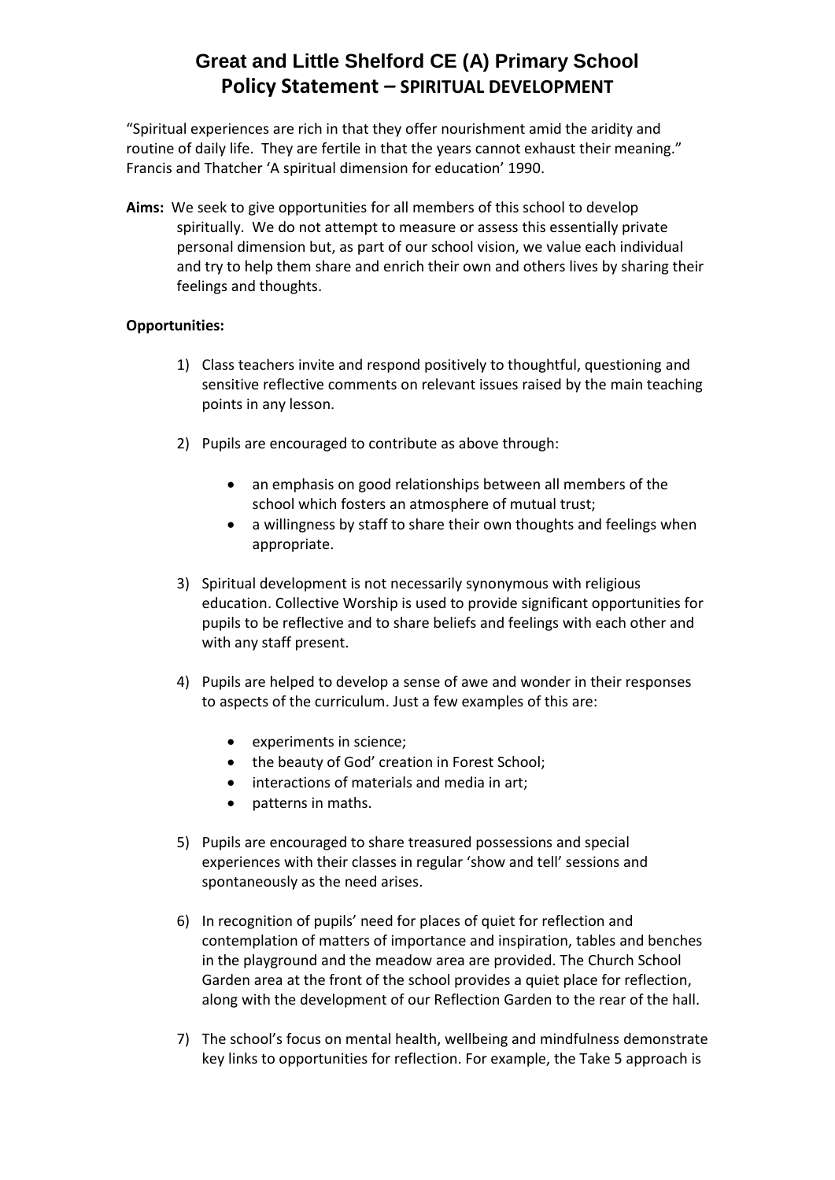# Great and Little Shelford CE (A) Primary School
## Policy Statement – SPIRITUAL DEVELOPMENT

"Spiritual experiences are rich in that they offer nourishment amid the aridity and routine of daily life. They are fertile in that the years cannot exhaust their meaning." Francis and Thatcher 'A spiritual dimension for education' 1990.

**Aims:** We seek to give opportunities for all members of this school to develop spiritually. We do not attempt to measure or assess this essentially private personal dimension but, as part of our school vision, we value each individual and try to help them share and enrich their own and others lives by sharing their feelings and thoughts.

**Opportunities:**

1) Class teachers invite and respond positively to thoughtful, questioning and sensitive reflective comments on relevant issues raised by the main teaching points in any lesson.

2) Pupils are encouraged to contribute as above through:

   - an emphasis on good relationships between all members of the school which fosters an atmosphere of mutual trust;
   - a willingness by staff to share their own thoughts and feelings when appropriate.

3) Spiritual development is not necessarily synonymous with religious education. Collective Worship is used to provide significant opportunities for pupils to be reflective and to share beliefs and feelings with each other and with any staff present.

4) Pupils are helped to develop a sense of awe and wonder in their responses to aspects of the curriculum. Just a few examples of this are:

   - experiments in science;
   - the beauty of God' creation in Forest School;
   - interactions of materials and media in art;
   - patterns in maths.

5) Pupils are encouraged to share treasured possessions and special experiences with their classes in regular 'show and tell' sessions and spontaneously as the need arises.

6) In recognition of pupils' need for places of quiet for reflection and contemplation of matters of importance and inspiration, tables and benches in the playground and the meadow area are provided. The Church School Garden area at the front of the school provides a quiet place for reflection, along with the development of our Reflection Garden to the rear of the hall.

7) The school's focus on mental health, wellbeing and mindfulness demonstrate key links to opportunities for reflection. For example, the Take 5 approach is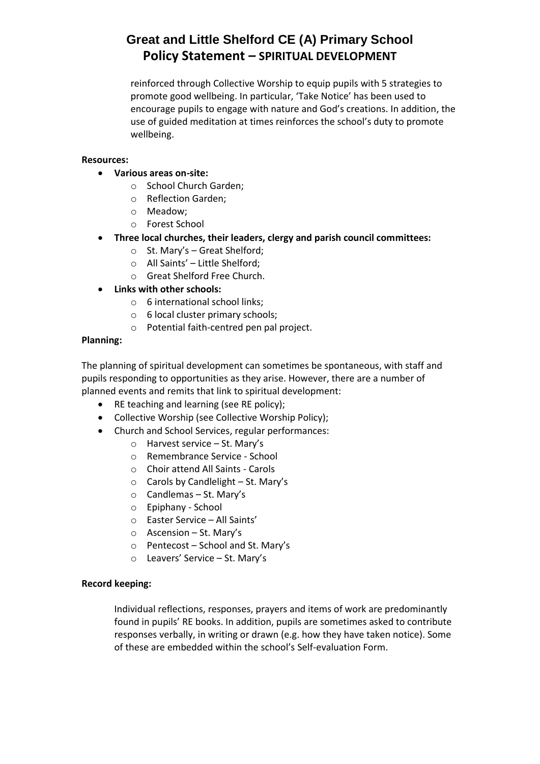reinforced through Collective Worship to equip pupils with 5 strategies to promote good wellbeing. In particular, 'Take Notice' has been used to encourage pupils to engage with nature and God's creations. In addition, the use of guided meditation at times reinforces the school's duty to promote wellbeing.

**Resources:**

- **Various areas on-site:**
  - School Church Garden;
  - Reflection Garden;
  - Meadow;
  - Forest School
- **Three local churches, their leaders, clergy and parish council committees:**
  - St. Mary's – Great Shelford;
  - All Saints' – Little Shelford;
  - Great Shelford Free Church.
- **Links with other schools:**
  - 6 international school links;
  - 6 local cluster primary schools;
  - Potential faith-centred pen pal project.

**Planning:**

The planning of spiritual development can sometimes be spontaneous, with staff and pupils responding to opportunities as they arise. However, there are a number of planned events and remits that link to spiritual development:

- RE teaching and learning (see RE policy);
- Collective Worship (see Collective Worship Policy);
- Church and School Services, regular performances:
  - Harvest service – St. Mary's
  - Remembrance Service - School
  - Choir attend All Saints - Carols
  - Carols by Candlelight – St. Mary's
  - Candlemas – St. Mary's
  - Epiphany - School
  - Easter Service – All Saints'
  - Ascension – St. Mary's
  - Pentecost – School and St. Mary's
  - Leavers' Service – St. Mary's

**Record keeping:**

Individual reflections, responses, prayers and items of work are predominantly found in pupils' RE books. In addition, pupils are sometimes asked to contribute responses verbally, in writing or drawn (e.g. how they have taken notice). Some of these are embedded within the school's Self-evaluation Form.